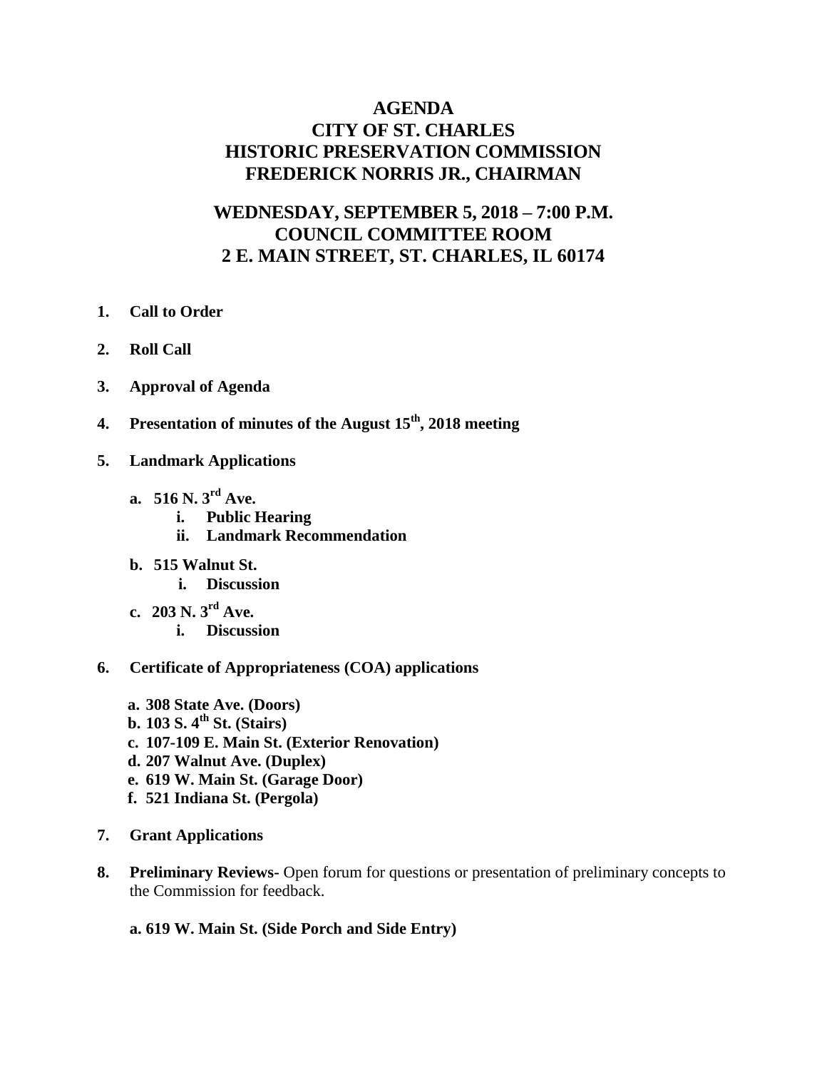# AGENDA
# CITY OF ST. CHARLES
# HISTORIC PRESERVATION COMMISSION
# FREDERICK NORRIS JR., CHAIRMAN

## WEDNESDAY, SEPTEMBER 5, 2018 – 7:00 P.M.
## COUNCIL COMMITTEE ROOM
## 2 E. MAIN STREET, ST. CHARLES, IL 60174

1. **Call to Order**

2. **Roll Call**

3. **Approval of Agenda**

4. **Presentation of minutes of the August 15th, 2018 meeting**

5. **Landmark Applications**

   a. **516 N. 3rd Ave.**
      i. **Public Hearing**
      ii. **Landmark Recommendation**

   b. **515 Walnut St.**
      i. **Discussion**

   c. **203 N. 3rd Ave.**
      i. **Discussion**

6. **Certificate of Appropriateness (COA) applications**

   a. **308 State Ave. (Doors)**
   b. **103 S. 4th St. (Stairs)**
   c. **107-109 E. Main St. (Exterior Renovation)**
   d. **207 Walnut Ave. (Duplex)**
   e. **619 W. Main St. (Garage Door)**
   f. **521 Indiana St. (Pergola)**

7. **Grant Applications**

8. **Preliminary Reviews**- Open forum for questions or presentation of preliminary concepts to the Commission for feedback.

   a. **619 W. Main St. (Side Porch and Side Entry)**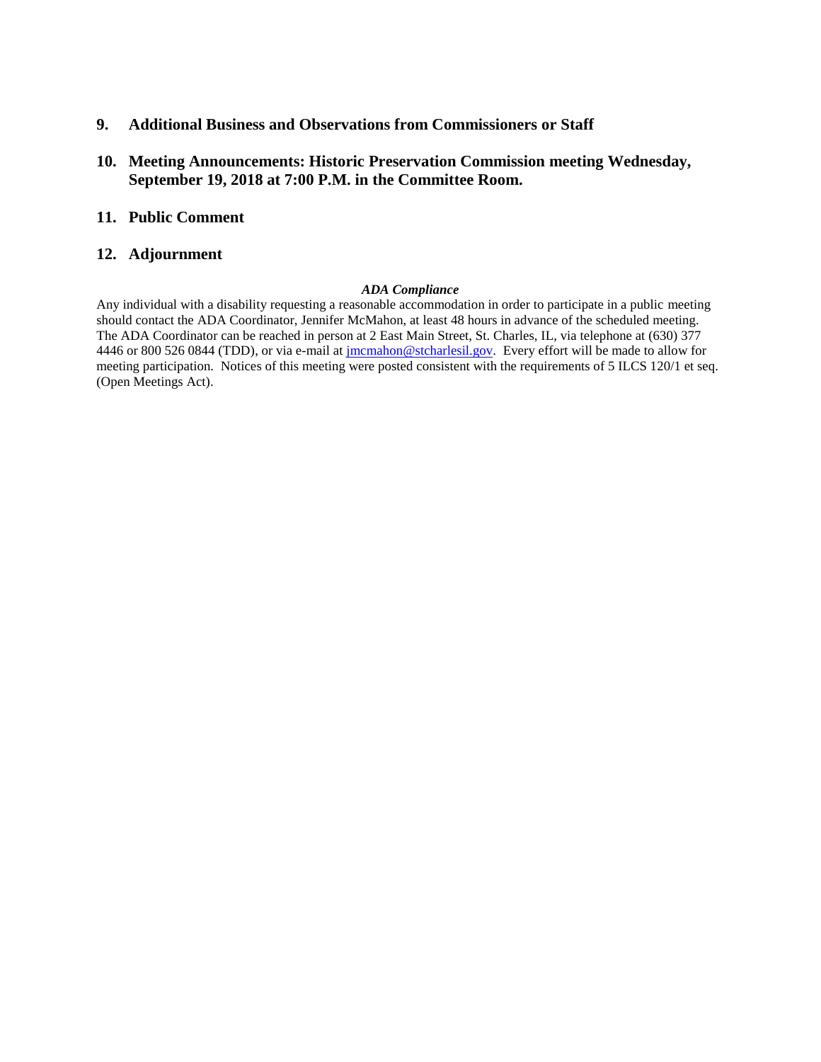**9. Additional Business and Observations from Commissioners or Staff**

**10. Meeting Announcements: Historic Preservation Commission meeting Wednesday, September 19, 2018 at 7:00 P.M. in the Committee Room.**

**11. Public Comment**

**12. Adjournment**

***ADA Compliance***

Any individual with a disability requesting a reasonable accommodation in order to participate in a public meeting should contact the ADA Coordinator, Jennifer McMahon, at least 48 hours in advance of the scheduled meeting. The ADA Coordinator can be reached in person at 2 East Main Street, St. Charles, IL, via telephone at (630) 377 4446 or 800 526 0844 (TDD), or via e-mail at jmcmahon@stcharlesil.gov. Every effort will be made to allow for meeting participation. Notices of this meeting were posted consistent with the requirements of 5 ILCS 120/1 et seq. (Open Meetings Act).